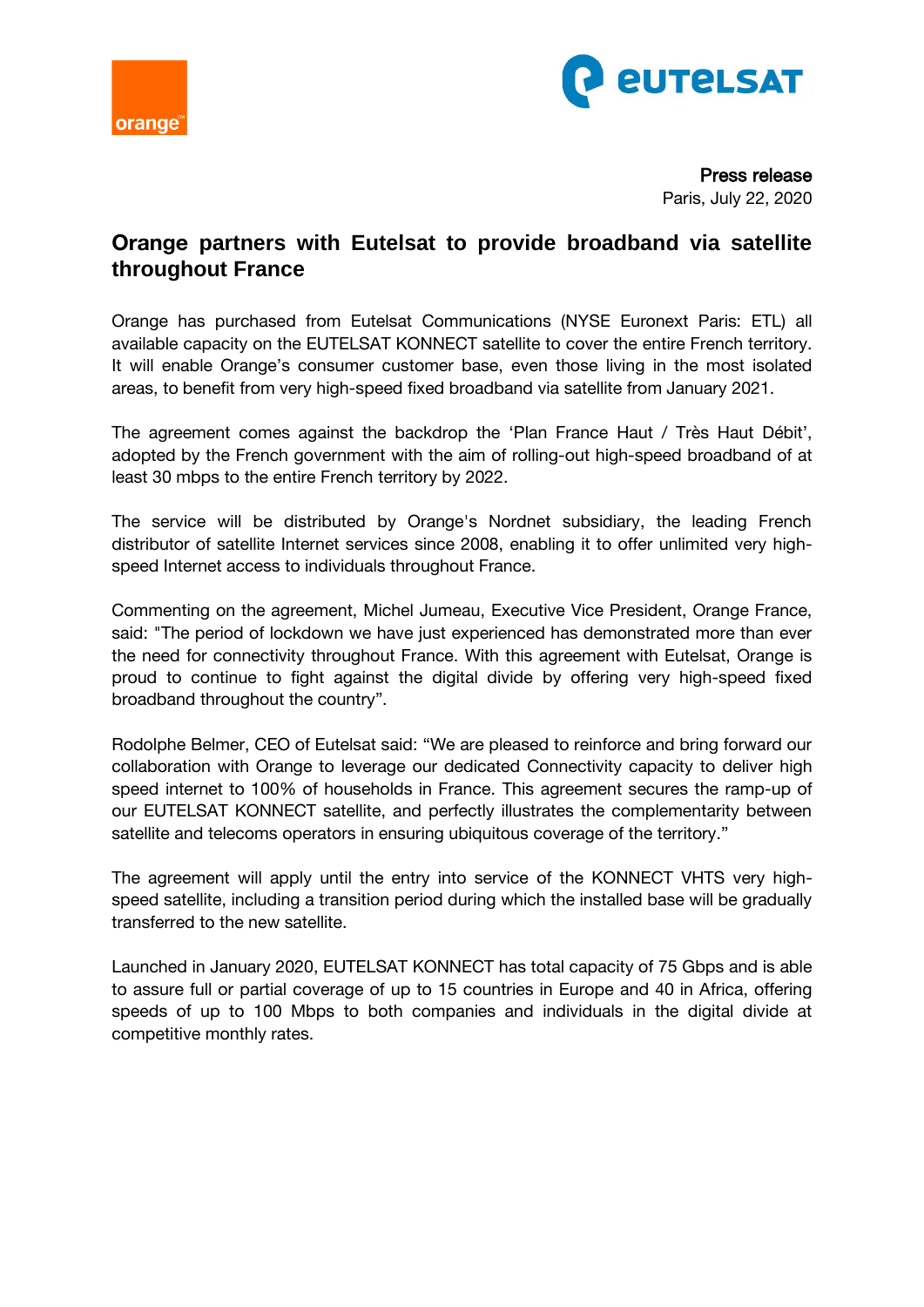**Press release**
Paris, July 22, 2020

# Orange partners with Eutelsat to provide broadband via satellite throughout France

Orange has purchased from Eutelsat Communications (NYSE Euronext Paris: ETL) all available capacity on the EUTELSAT KONNECT satellite to cover the entire French territory. It will enable Orange's consumer customer base, even those living in the most isolated areas, to benefit from very high-speed fixed broadband via satellite from January 2021.

The agreement comes against the backdrop the 'Plan France Haut / Très Haut Débit', adopted by the French government with the aim of rolling-out high-speed broadband of at least 30 mbps to the entire French territory by 2022.

The service will be distributed by Orange's Nordnet subsidiary, the leading French distributor of satellite Internet services since 2008, enabling it to offer unlimited very high-speed Internet access to individuals throughout France.

Commenting on the agreement, Michel Jumeau, Executive Vice President, Orange France, said: "The period of lockdown we have just experienced has demonstrated more than ever the need for connectivity throughout France. With this agreement with Eutelsat, Orange is proud to continue to fight against the digital divide by offering very high-speed fixed broadband throughout the country".

Rodolphe Belmer, CEO of Eutelsat said: "We are pleased to reinforce and bring forward our collaboration with Orange to leverage our dedicated Connectivity capacity to deliver high speed internet to 100% of households in France. This agreement secures the ramp-up of our EUTELSAT KONNECT satellite, and perfectly illustrates the complementarity between satellite and telecoms operators in ensuring ubiquitous coverage of the territory."

The agreement will apply until the entry into service of the KONNECT VHTS very high-speed satellite, including a transition period during which the installed base will be gradually transferred to the new satellite.

Launched in January 2020, EUTELSAT KONNECT has total capacity of 75 Gbps and is able to assure full or partial coverage of up to 15 countries in Europe and 40 in Africa, offering speeds of up to 100 Mbps to both companies and individuals in the digital divide at competitive monthly rates.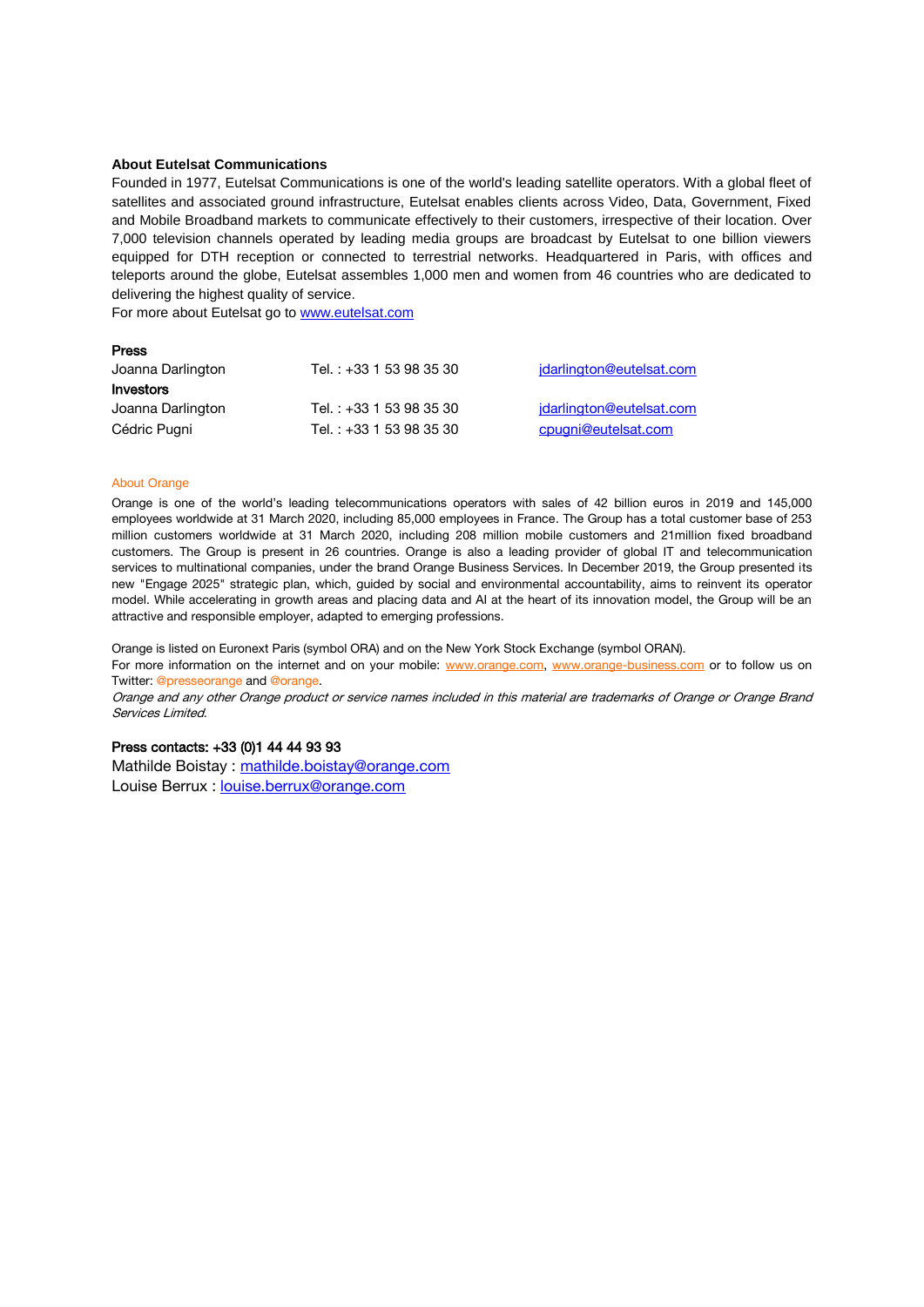**About Eutelsat Communications**

Founded in 1977, Eutelsat Communications is one of the world's leading satellite operators. With a global fleet of satellites and associated ground infrastructure, Eutelsat enables clients across Video, Data, Government, Fixed and Mobile Broadband markets to communicate effectively to their customers, irrespective of their location. Over 7,000 television channels operated by leading media groups are broadcast by Eutelsat to one billion viewers equipped for DTH reception or connected to terrestrial networks. Headquartered in Paris, with offices and teleports around the globe, Eutelsat assembles 1,000 men and women from 46 countries who are dedicated to delivering the highest quality of service.

For more about Eutelsat go to www.eutelsat.com

| | | |
|---|---|---|
| **Press** | | |
| Joanna Darlington | Tel. : +33 1 53 98 35 30 | jdarlington@eutelsat.com |
| **Investors** | | |
| Joanna Darlington | Tel. : +33 1 53 98 35 30 | jdarlington@eutelsat.com |
| Cédric Pugni | Tel. : +33 1 53 98 35 30 | cpugni@eutelsat.com |

About Orange

Orange is one of the world's leading telecommunications operators with sales of 42 billion euros in 2019 and 145,000 employees worldwide at 31 March 2020, including 85,000 employees in France. The Group has a total customer base of 253 million customers worldwide at 31 March 2020, including 208 million mobile customers and 21million fixed broadband customers. The Group is present in 26 countries. Orange is also a leading provider of global IT and telecommunication services to multinational companies, under the brand Orange Business Services. In December 2019, the Group presented its new "Engage 2025" strategic plan, which, guided by social and environmental accountability, aims to reinvent its operator model. While accelerating in growth areas and placing data and AI at the heart of its innovation model, the Group will be an attractive and responsible employer, adapted to emerging professions.

Orange is listed on Euronext Paris (symbol ORA) and on the New York Stock Exchange (symbol ORAN).

For more information on the internet and on your mobile: www.orange.com, www.orange-business.com or to follow us on Twitter: @presseorange and @orange.

*Orange and any other Orange product or service names included in this material are trademarks of Orange or Orange Brand Services Limited.*

**Press contacts: +33 (0)1 44 44 93 93**

Mathilde Boistay : mathilde.boistay@orange.com

Louise Berrux : louise.berrux@orange.com